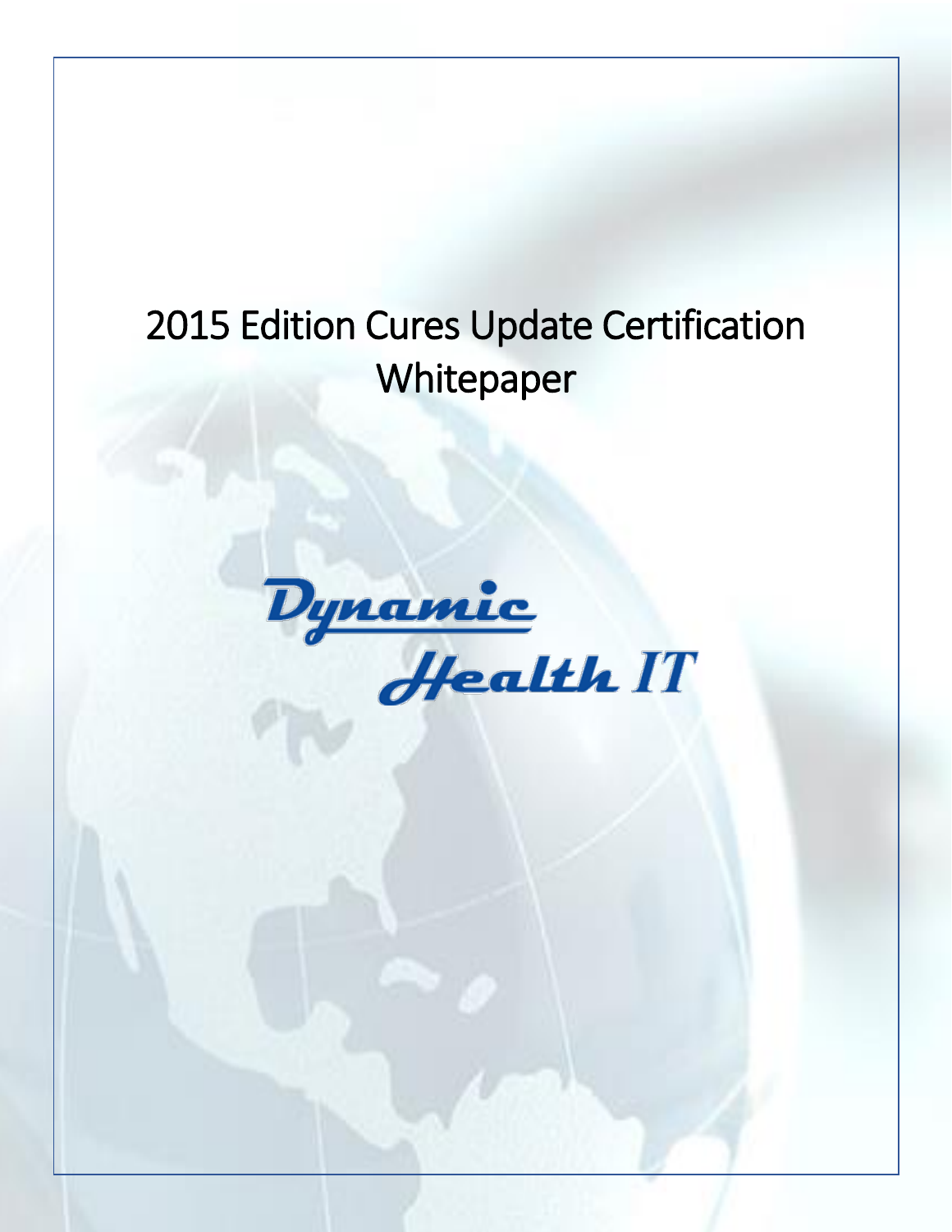# 2015 Edition Cures Update Certification Whitepaper

Dynamic Health IT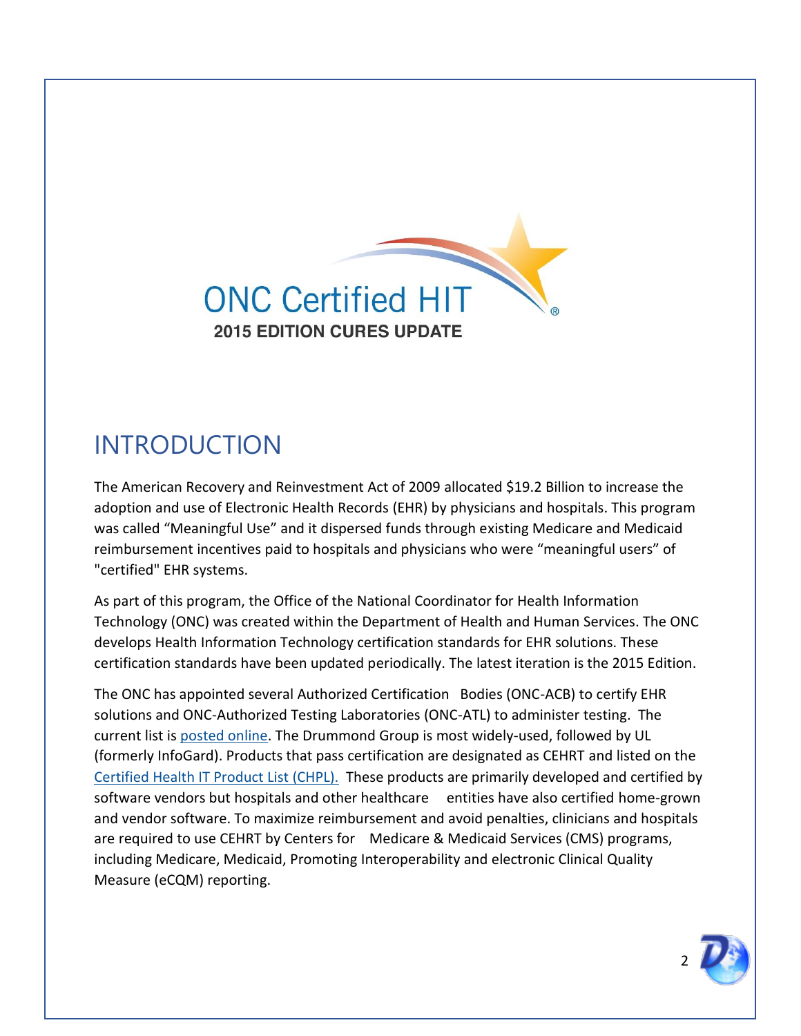ONC Certified HIT

**2015 EDITION CURES UPDATE**

# INTRODUCTION

The American Recovery and Reinvestment Act of 2009 allocated $19.2 Billion to increase the adoption and use of Electronic Health Records (EHR) by physicians and hospitals. This program was called "Meaningful Use" and it dispersed funds through existing Medicare and Medicaid reimbursement incentives paid to hospitals and physicians who were "meaningful users" of "certified" EHR systems.

As part of this program, the Office of the National Coordinator for Health Information Technology (ONC) was created within the Department of Health and Human Services. The ONC develops Health Information Technology certification standards for EHR solutions. These certification standards have been updated periodically. The latest iteration is the 2015 Edition.

The ONC has appointed several Authorized Certification Bodies (ONC-ACB) to certify EHR solutions and ONC-Authorized Testing Laboratories (ONC-ATL) to administer testing. The current list is posted online. The Drummond Group is most widely-used, followed by UL (formerly InfoGard). Products that pass certification are designated as CEHRT and listed on the Certified Health IT Product List (CHPL). These products are primarily developed and certified by software vendors but hospitals and other healthcare entities have also certified home-grown and vendor software. To maximize reimbursement and avoid penalties, clinicians and hospitals are required to use CEHRT by Centers for Medicare & Medicaid Services (CMS) programs, including Medicare, Medicaid, Promoting Interoperability and electronic Clinical Quality Measure (eCQM) reporting.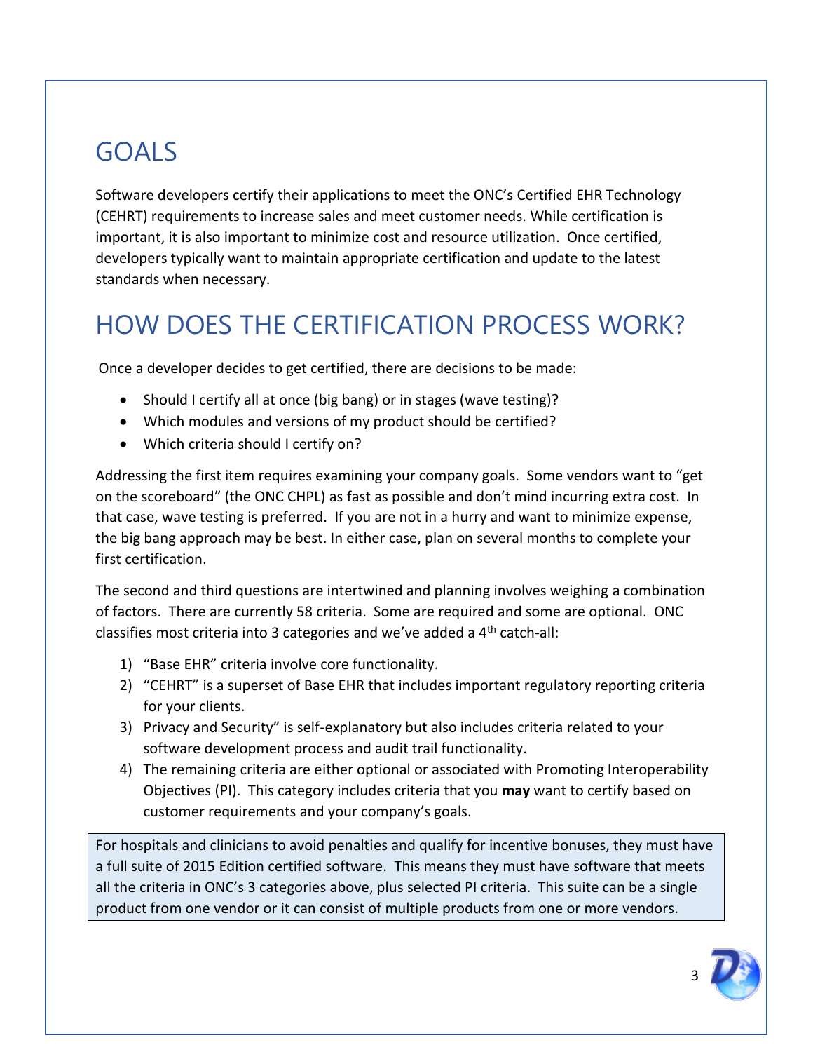# GOALS

Software developers certify their applications to meet the ONC's Certified EHR Technology (CEHRT) requirements to increase sales and meet customer needs. While certification is important, it is also important to minimize cost and resource utilization. Once certified, developers typically want to maintain appropriate certification and update to the latest standards when necessary.

# HOW DOES THE CERTIFICATION PROCESS WORK?

Once a developer decides to get certified, there are decisions to be made:

- Should I certify all at once (big bang) or in stages (wave testing)?
- Which modules and versions of my product should be certified?
- Which criteria should I certify on?

Addressing the first item requires examining your company goals. Some vendors want to "get on the scoreboard" (the ONC CHPL) as fast as possible and don't mind incurring extra cost. In that case, wave testing is preferred. If you are not in a hurry and want to minimize expense, the big bang approach may be best. In either case, plan on several months to complete your first certification.

The second and third questions are intertwined and planning involves weighing a combination of factors. There are currently 58 criteria. Some are required and some are optional. ONC classifies most criteria into 3 categories and we've added a 4th catch-all:

1) "Base EHR" criteria involve core functionality.
2) "CEHRT" is a superset of Base EHR that includes important regulatory reporting criteria for your clients.
3) Privacy and Security" is self-explanatory but also includes criteria related to your software development process and audit trail functionality.
4) The remaining criteria are either optional or associated with Promoting Interoperability Objectives (PI). This category includes criteria that you **may** want to certify based on customer requirements and your company's goals.

For hospitals and clinicians to avoid penalties and qualify for incentive bonuses, they must have a full suite of 2015 Edition certified software. This means they must have software that meets all the criteria in ONC's 3 categories above, plus selected PI criteria. This suite can be a single product from one vendor or it can consist of multiple products from one or more vendors.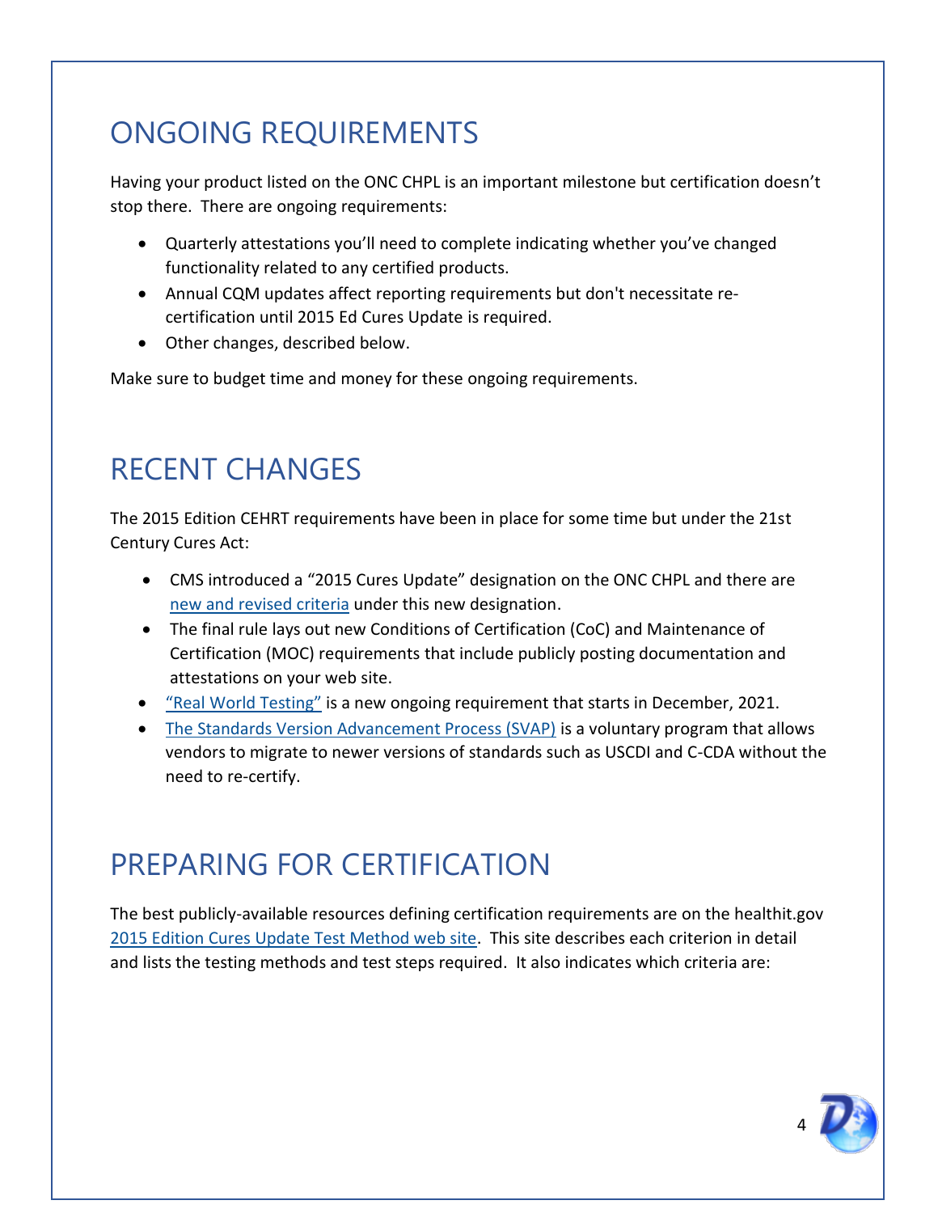## ONGOING REQUIREMENTS

Having your product listed on the ONC CHPL is an important milestone but certification doesn't stop there. There are ongoing requirements:

- Quarterly attestations you'll need to complete indicating whether you've changed functionality related to any certified products.
- Annual CQM updates affect reporting requirements but don't necessitate re-certification until 2015 Ed Cures Update is required.
- Other changes, described below.

Make sure to budget time and money for these ongoing requirements.

## RECENT CHANGES

The 2015 Edition CEHRT requirements have been in place for some time but under the 21st Century Cures Act:

- CMS introduced a "2015 Cures Update" designation on the ONC CHPL and there are new and revised criteria under this new designation.
- The final rule lays out new Conditions of Certification (CoC) and Maintenance of Certification (MOC) requirements that include publicly posting documentation and attestations on your web site.
- "Real World Testing" is a new ongoing requirement that starts in December, 2021.
- The Standards Version Advancement Process (SVAP) is a voluntary program that allows vendors to migrate to newer versions of standards such as USCDI and C-CDA without the need to re-certify.

## PREPARING FOR CERTIFICATION

The best publicly-available resources defining certification requirements are on the healthit.gov 2015 Edition Cures Update Test Method web site. This site describes each criterion in detail and lists the testing methods and test steps required. It also indicates which criteria are: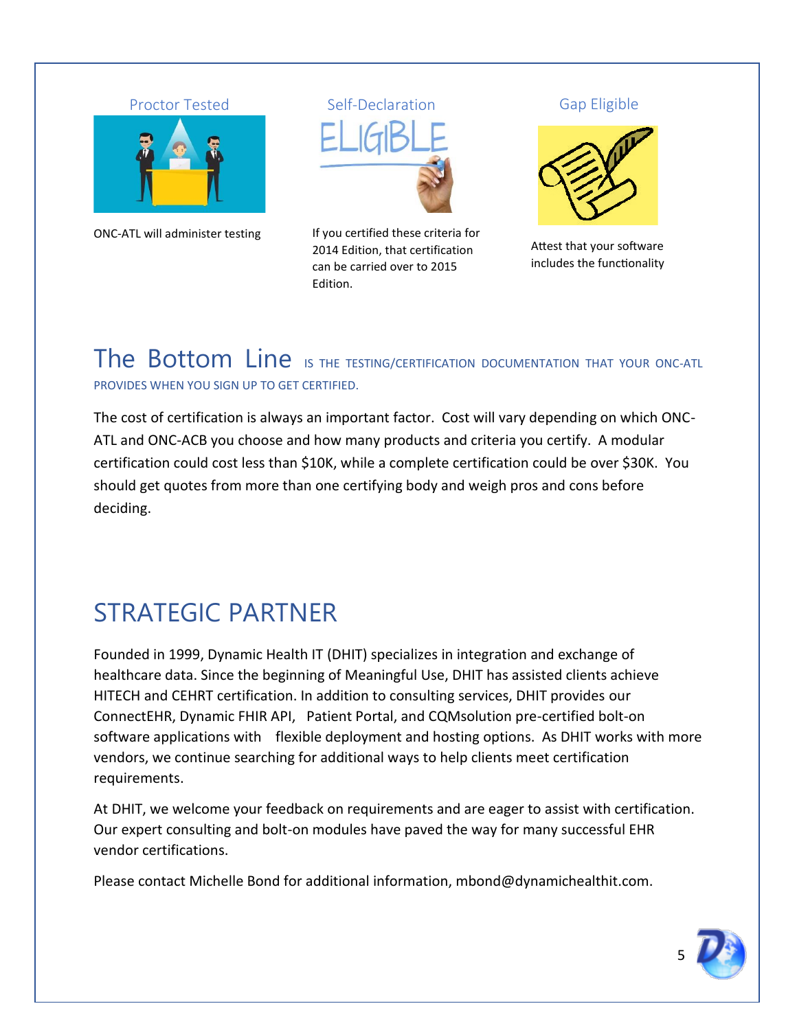**Proctor Tested**

ONC-ATL will administer testing

**Self-Declaration**

If you certified these criteria for 2014 Edition, that certification can be carried over to 2015 Edition.

**Gap Eligible**

Attest that your software includes the functionality

## The Bottom Line IS THE TESTING/CERTIFICATION DOCUMENTATION THAT YOUR ONC-ATL PROVIDES WHEN YOU SIGN UP TO GET CERTIFIED.

The cost of certification is always an important factor. Cost will vary depending on which ONC-ATL and ONC-ACB you choose and how many products and criteria you certify. A modular certification could cost less than $10K, while a complete certification could be over $30K. You should get quotes from more than one certifying body and weigh pros and cons before deciding.

## STRATEGIC PARTNER

Founded in 1999, Dynamic Health IT (DHIT) specializes in integration and exchange of healthcare data. Since the beginning of Meaningful Use, DHIT has assisted clients achieve HITECH and CEHRT certification. In addition to consulting services, DHIT provides our ConnectEHR, Dynamic FHIR API, Patient Portal, and CQMsolution pre-certified bolt-on software applications with flexible deployment and hosting options. As DHIT works with more vendors, we continue searching for additional ways to help clients meet certification requirements.

At DHIT, we welcome your feedback on requirements and are eager to assist with certification. Our expert consulting and bolt-on modules have paved the way for many successful EHR vendor certifications.

Please contact Michelle Bond for additional information, mbond@dynamichealthit.com.